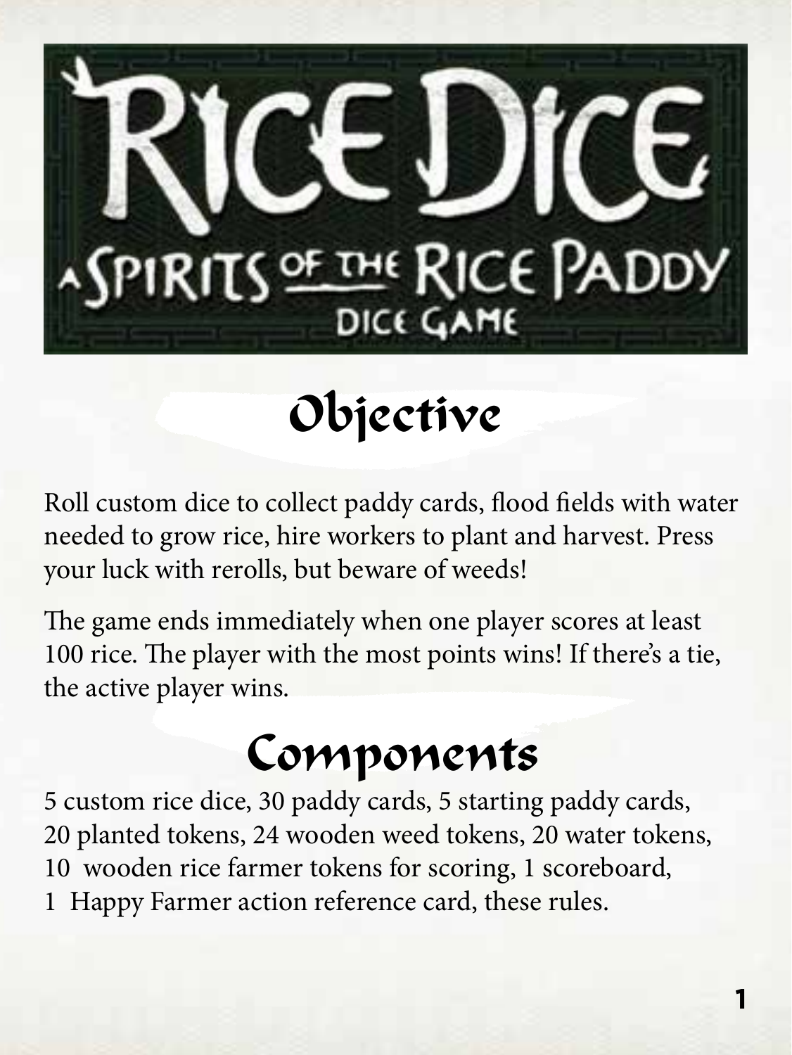# Rice Dice

## A Spirits of the Rice Paddy Dice Game

## Objective

Roll custom dice to collect paddy cards, flood fields with water needed to grow rice, hire workers to plant and harvest. Press your luck with rerolls, but beware of weeds!

The game ends immediately when one player scores at least 100 rice. The player with the most points wins! If there's a tie, the active player wins.

## Components

5 custom rice dice, 30 paddy cards, 5 starting paddy cards, 20 planted tokens, 24 wooden weed tokens, 20 water tokens, 10 wooden rice farmer tokens for scoring, 1 scoreboard, 1 Happy Farmer action reference card, these rules.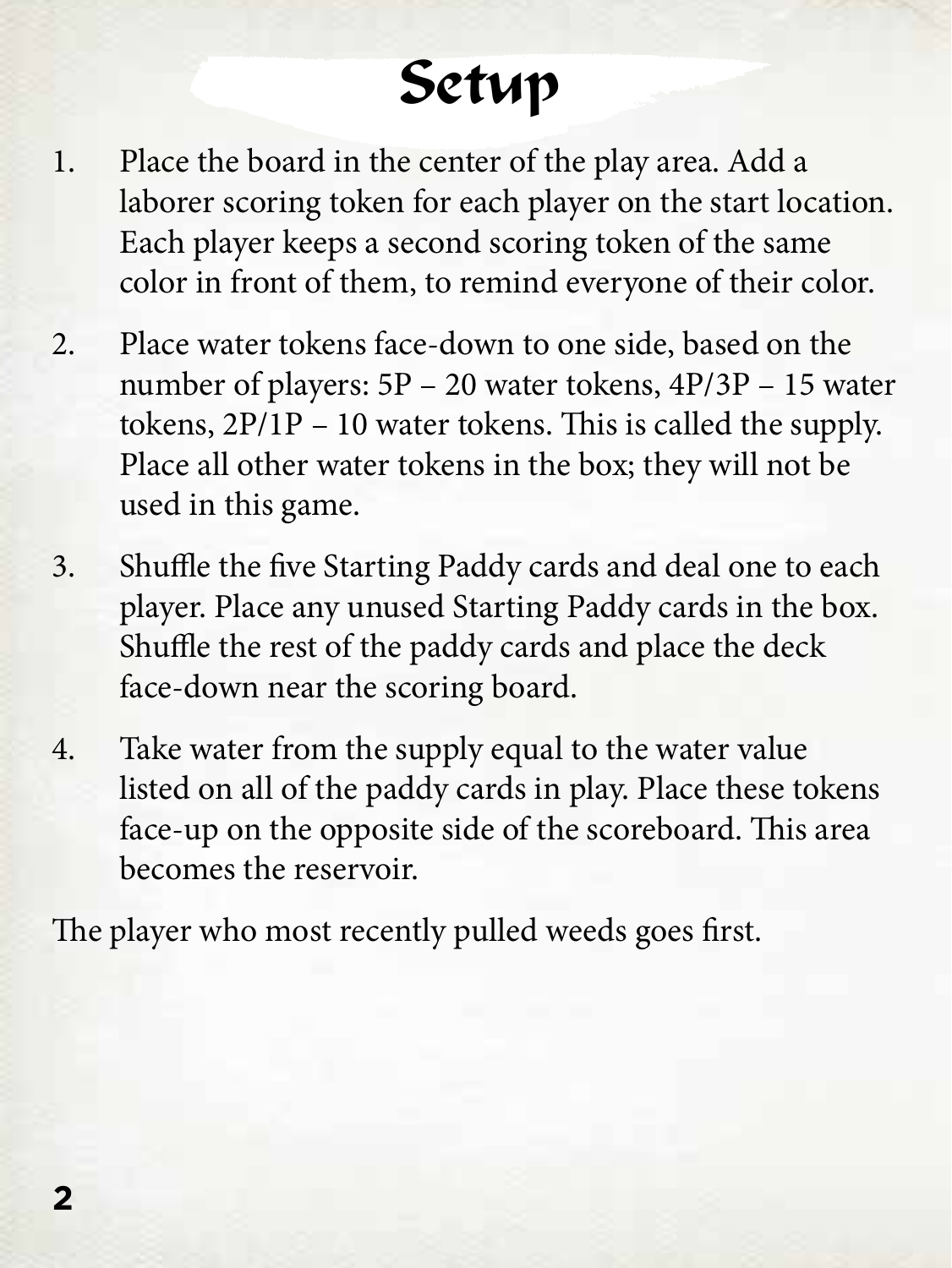# Setup

1. Place the board in the center of the play area. Add a laborer scoring token for each player on the start location. Each player keeps a second scoring token of the same color in front of them, to remind everyone of their color.

2. Place water tokens face-down to one side, based on the number of players: 5P – 20 water tokens, 4P/3P – 15 water tokens, 2P/1P – 10 water tokens. This is called the supply. Place all other water tokens in the box; they will not be used in this game.

3. Shuffle the five Starting Paddy cards and deal one to each player. Place any unused Starting Paddy cards in the box. Shuffle the rest of the paddy cards and place the deck face-down near the scoring board.

4. Take water from the supply equal to the water value listed on all of the paddy cards in play. Place these tokens face-up on the opposite side of the scoreboard. This area becomes the reservoir.

The player who most recently pulled weeds goes first.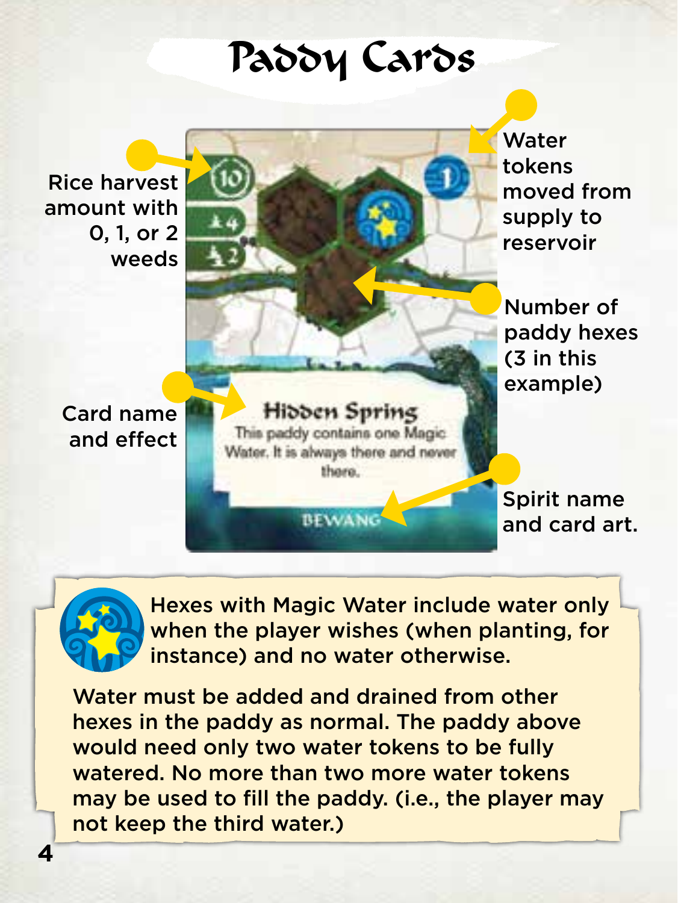# Paddy Cards

Rice harvest amount with 0, 1, or 2 weeds

Water tokens moved from supply to reservoir

Number of paddy hexes (3 in this example)

Card name and effect

Spirit name and card art.

**Hidden Spring**

This paddy contains one Magic Water. It is always there and never there.

BEWANG

Hexes with Magic Water include water only when the player wishes (when planting, for instance) and no water otherwise.

Water must be added and drained from other hexes in the paddy as normal. The paddy above would need only two water tokens to be fully watered. No more than two more water tokens may be used to fill the paddy. (i.e., the player may not keep the third water.)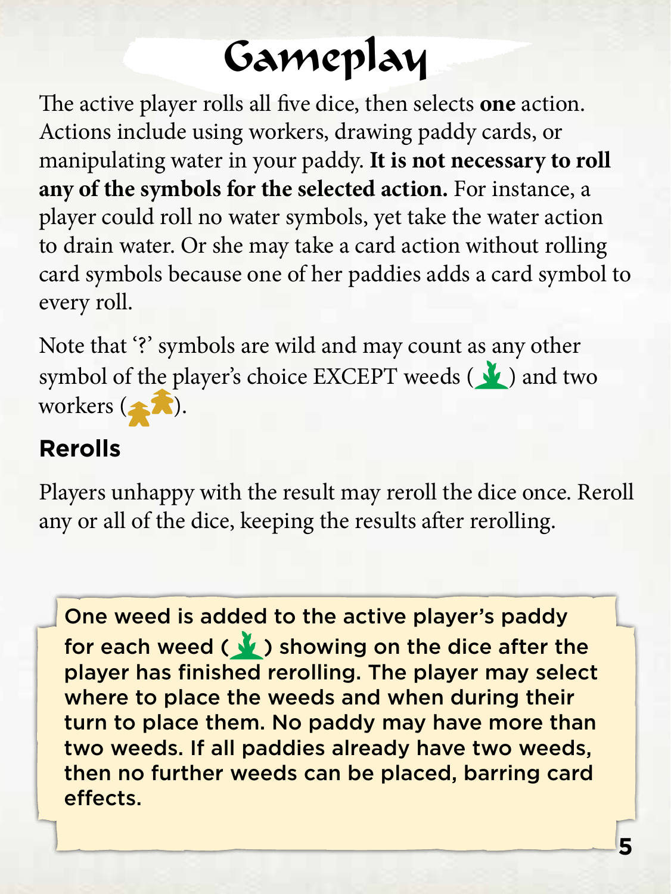# Gameplay

The active player rolls all five dice, then selects **one** action. Actions include using workers, drawing paddy cards, or manipulating water in your paddy. **It is not necessary to roll any of the symbols for the selected action.** For instance, a player could roll no water symbols, yet take the water action to drain water. Or she may take a card action without rolling card symbols because one of her paddies adds a card symbol to every roll.

Note that '?' symbols are wild and may count as any other symbol of the player's choice EXCEPT weeds ( ) and two workers ( ).

## Rerolls

Players unhappy with the result may reroll the dice once. Reroll any or all of the dice, keeping the results after rerolling.

One weed is added to the active player's paddy for each weed ( ) showing on the dice after the player has finished rerolling. The player may select where to place the weeds and when during their turn to place them. No paddy may have more than two weeds. If all paddies already have two weeds, then no further weeds can be placed, barring card effects.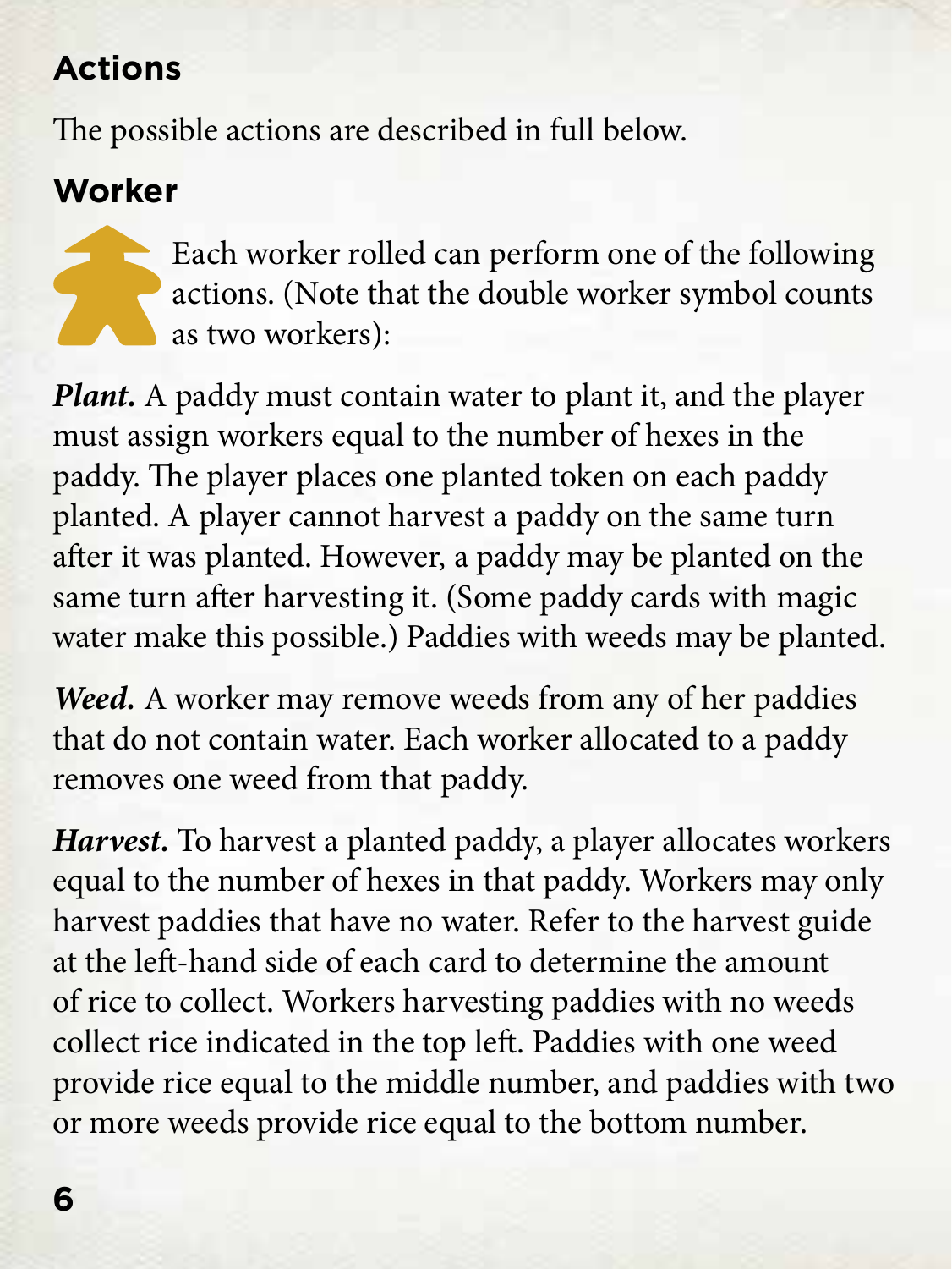## Actions

The possible actions are described in full below.

### Worker

Each worker rolled can perform one of the following actions. (Note that the double worker symbol counts as two workers):

***Plant.*** A paddy must contain water to plant it, and the player must assign workers equal to the number of hexes in the paddy. The player places one planted token on each paddy planted. A player cannot harvest a paddy on the same turn after it was planted. However, a paddy may be planted on the same turn after harvesting it. (Some paddy cards with magic water make this possible.) Paddies with weeds may be planted.

***Weed.*** A worker may remove weeds from any of her paddies that do not contain water. Each worker allocated to a paddy removes one weed from that paddy.

***Harvest.*** To harvest a planted paddy, a player allocates workers equal to the number of hexes in that paddy. Workers may only harvest paddies that have no water. Refer to the harvest guide at the left-hand side of each card to determine the amount of rice to collect. Workers harvesting paddies with no weeds collect rice indicated in the top left. Paddies with one weed provide rice equal to the middle number, and paddies with two or more weeds provide rice equal to the bottom number.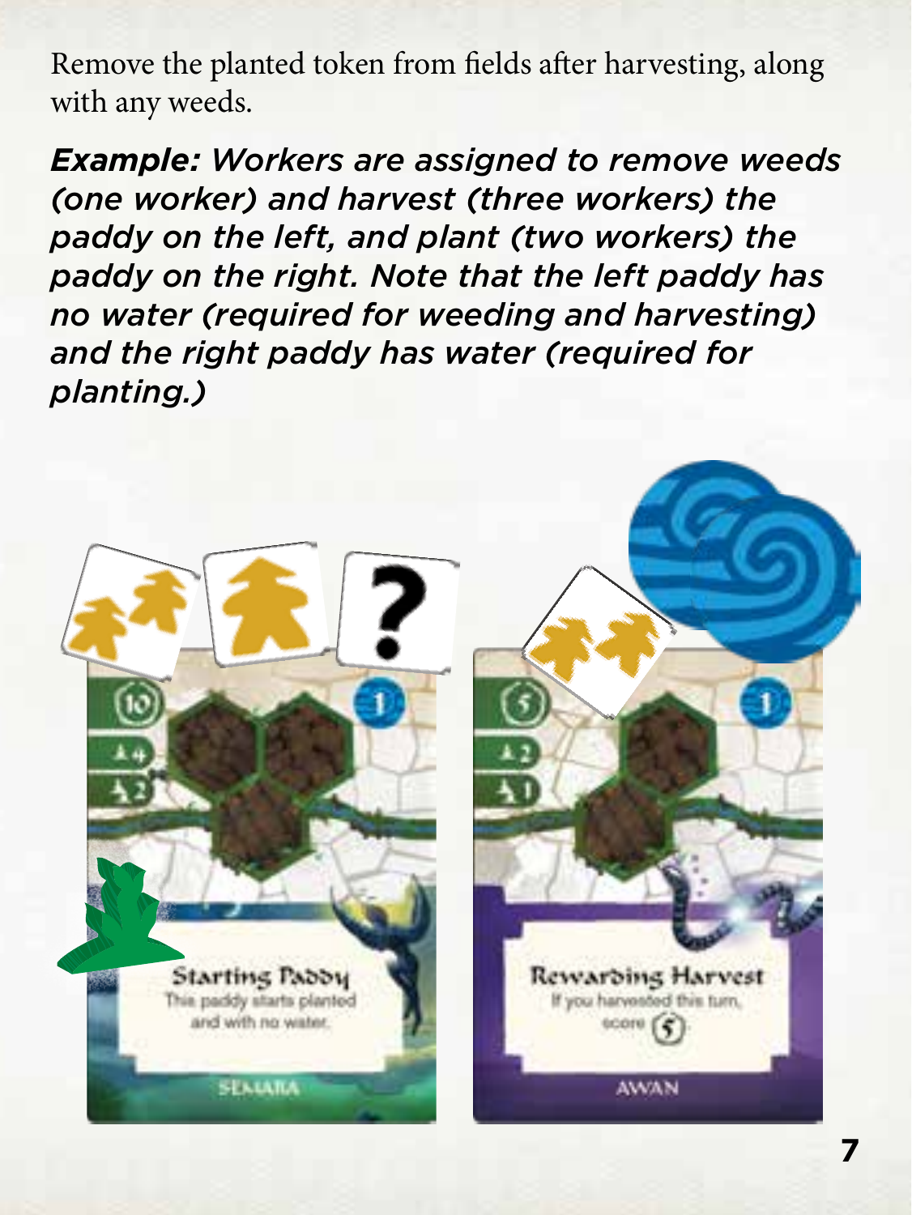Remove the planted token from fields after harvesting, along with any weeds.

***Example:** Workers are assigned to remove weeds (one worker) and harvest (three workers) the paddy on the left, and plant (two workers) the paddy on the right. Note that the left paddy has no water (required for weeding and harvesting) and the right paddy has water (required for planting.)*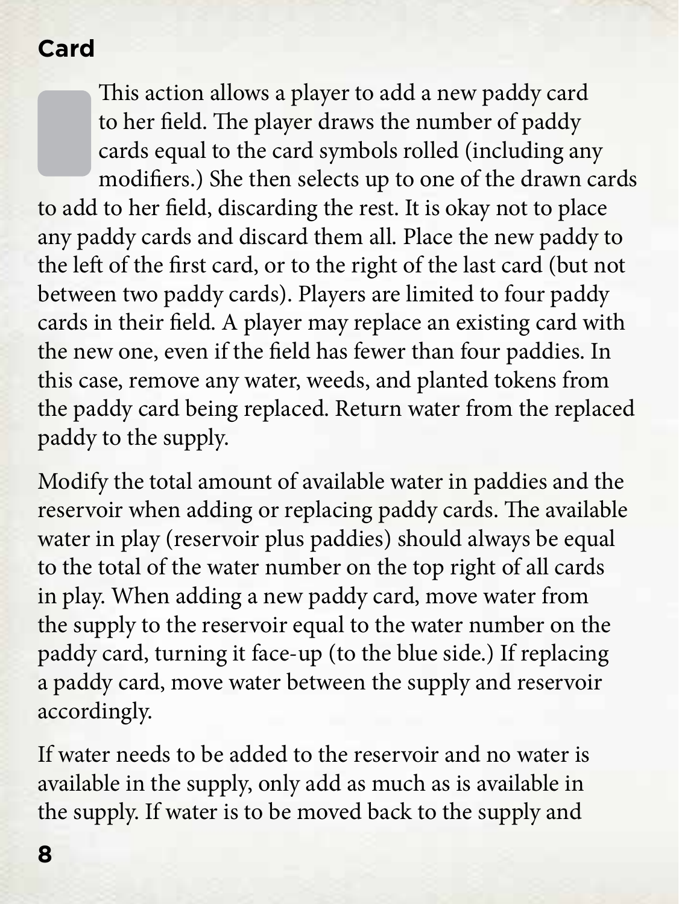## Card

This action allows a player to add a new paddy card to her field. The player draws the number of paddy cards equal to the card symbols rolled (including any modifiers.) She then selects up to one of the drawn cards to add to her field, discarding the rest. It is okay not to place any paddy cards and discard them all. Place the new paddy to the left of the first card, or to the right of the last card (but not between two paddy cards). Players are limited to four paddy cards in their field. A player may replace an existing card with the new one, even if the field has fewer than four paddies. In this case, remove any water, weeds, and planted tokens from the paddy card being replaced. Return water from the replaced paddy to the supply.

Modify the total amount of available water in paddies and the reservoir when adding or replacing paddy cards. The available water in play (reservoir plus paddies) should always be equal to the total of the water number on the top right of all cards in play. When adding a new paddy card, move water from the supply to the reservoir equal to the water number on the paddy card, turning it face-up (to the blue side.) If replacing a paddy card, move water between the supply and reservoir accordingly.

If water needs to be added to the reservoir and no water is available in the supply, only add as much as is available in the supply. If water is to be moved back to the supply and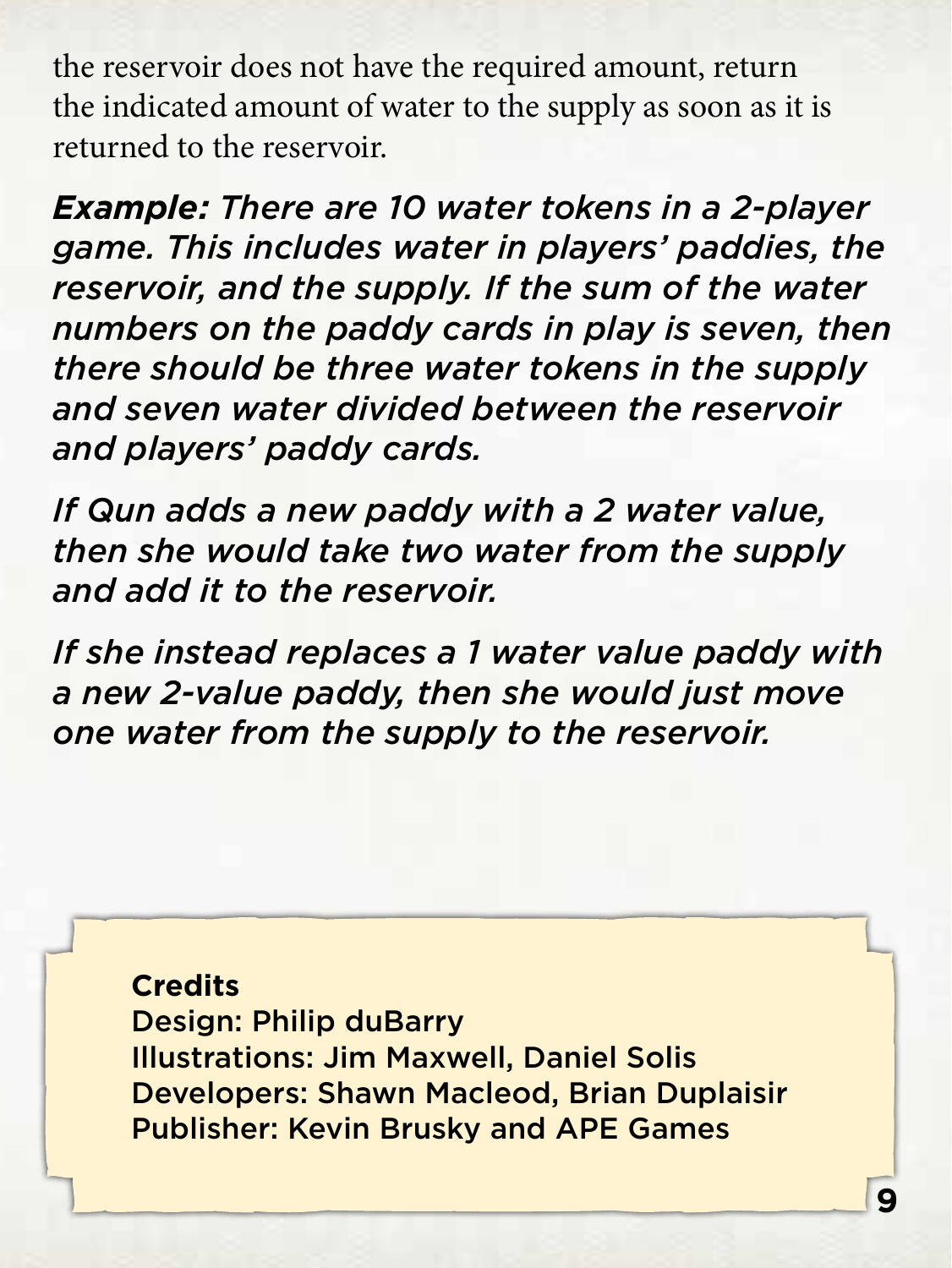the reservoir does not have the required amount, return the indicated amount of water to the supply as soon as it is returned to the reservoir.

***Example:*** *There are 10 water tokens in a 2-player game. This includes water in players' paddies, the reservoir, and the supply. If the sum of the water numbers on the paddy cards in play is seven, then there should be three water tokens in the supply and seven water divided between the reservoir and players' paddy cards.*

*If Qun adds a new paddy with a 2 water value, then she would take two water from the supply and add it to the reservoir.*

*If she instead replaces a 1 water value paddy with a new 2-value paddy, then she would just move one water from the supply to the reservoir.*

**Credits**
Design: Philip duBarry
Illustrations: Jim Maxwell, Daniel Solis
Developers: Shawn Macleod, Brian Duplaisir
Publisher: Kevin Brusky and APE Games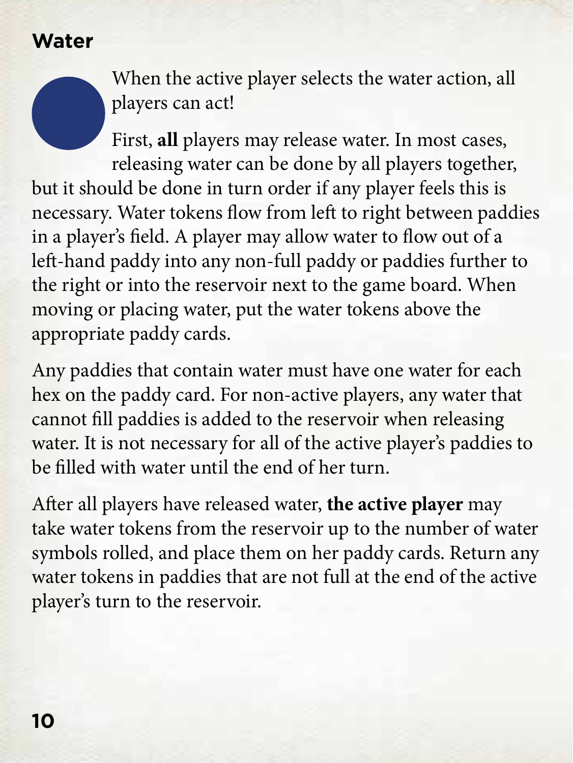## Water

When the active player selects the water action, all players can act!

First, **all** players may release water. In most cases, releasing water can be done by all players together, but it should be done in turn order if any player feels this is necessary. Water tokens flow from left to right between paddies in a player's field. A player may allow water to flow out of a left-hand paddy into any non-full paddy or paddies further to the right or into the reservoir next to the game board. When moving or placing water, put the water tokens above the appropriate paddy cards.

Any paddies that contain water must have one water for each hex on the paddy card. For non-active players, any water that cannot fill paddies is added to the reservoir when releasing water. It is not necessary for all of the active player's paddies to be filled with water until the end of her turn.

After all players have released water, **the active player** may take water tokens from the reservoir up to the number of water symbols rolled, and place them on her paddy cards. Return any water tokens in paddies that are not full at the end of the active player's turn to the reservoir.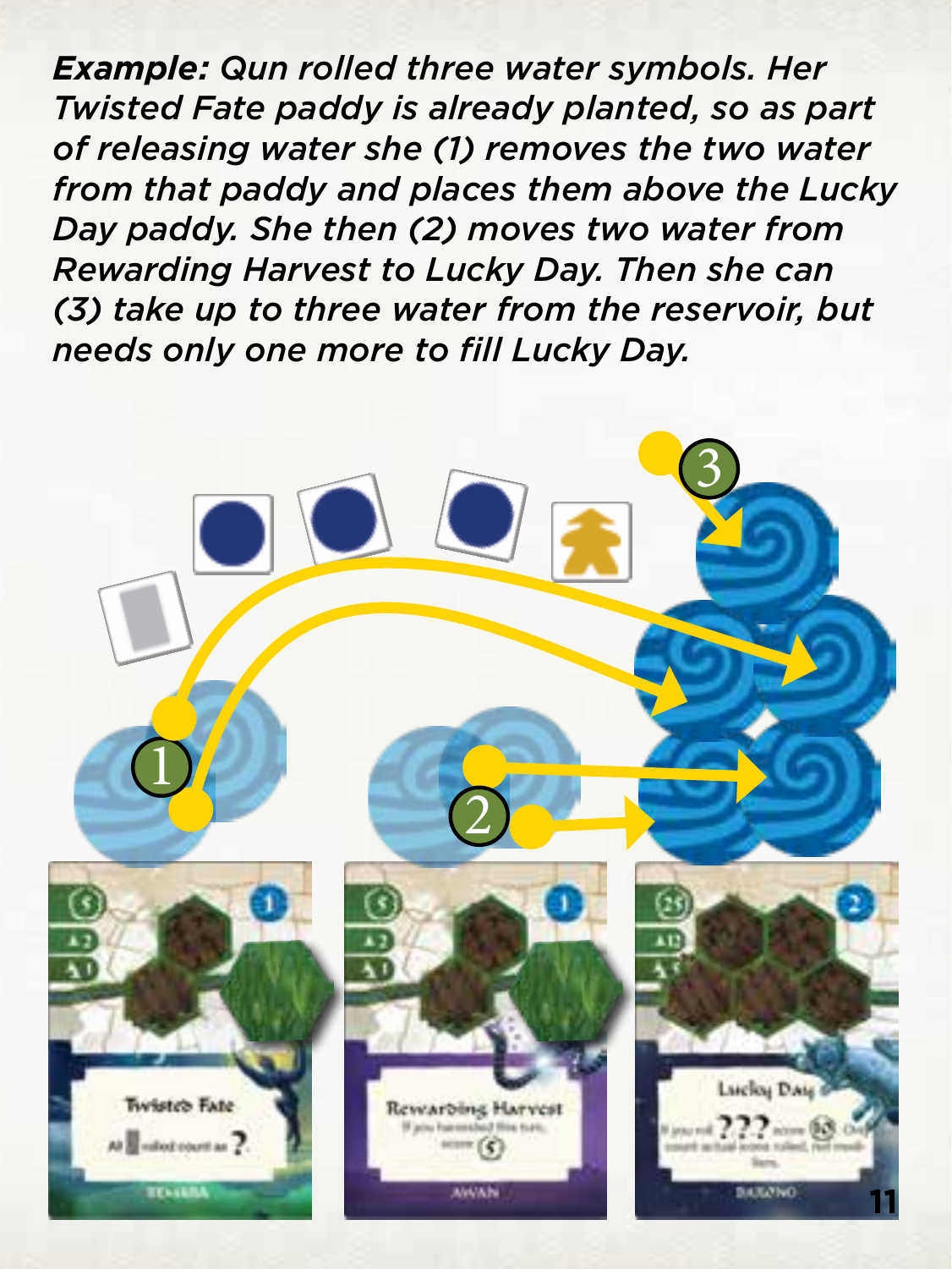***Example:*** *Qun rolled three water symbols. Her Twisted Fate paddy is already planted, so as part of releasing water she (1) removes the two water from that paddy and places them above the Lucky Day paddy. She then (2) moves two water from Rewarding Harvest to Lucky Day. Then she can (3) take up to three water from the reservoir, but needs only one more to fill Lucky Day.*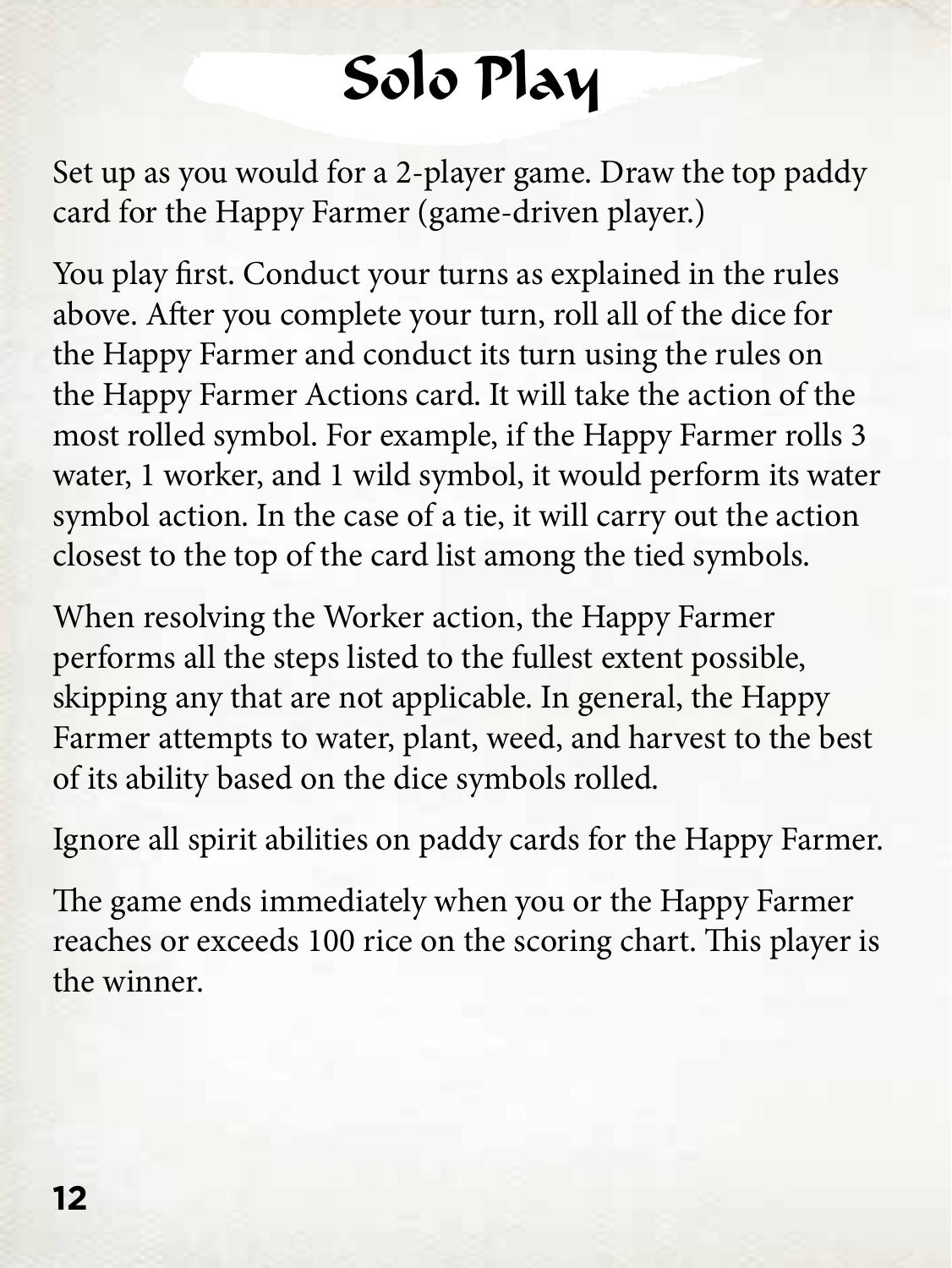# Solo Play

Set up as you would for a 2-player game. Draw the top paddy card for the Happy Farmer (game-driven player.)

You play first. Conduct your turns as explained in the rules above. After you complete your turn, roll all of the dice for the Happy Farmer and conduct its turn using the rules on the Happy Farmer Actions card. It will take the action of the most rolled symbol. For example, if the Happy Farmer rolls 3 water, 1 worker, and 1 wild symbol, it would perform its water symbol action. In the case of a tie, it will carry out the action closest to the top of the card list among the tied symbols.

When resolving the Worker action, the Happy Farmer performs all the steps listed to the fullest extent possible, skipping any that are not applicable. In general, the Happy Farmer attempts to water, plant, weed, and harvest to the best of its ability based on the dice symbols rolled.

Ignore all spirit abilities on paddy cards for the Happy Farmer.

The game ends immediately when you or the Happy Farmer reaches or exceeds 100 rice on the scoring chart. This player is the winner.